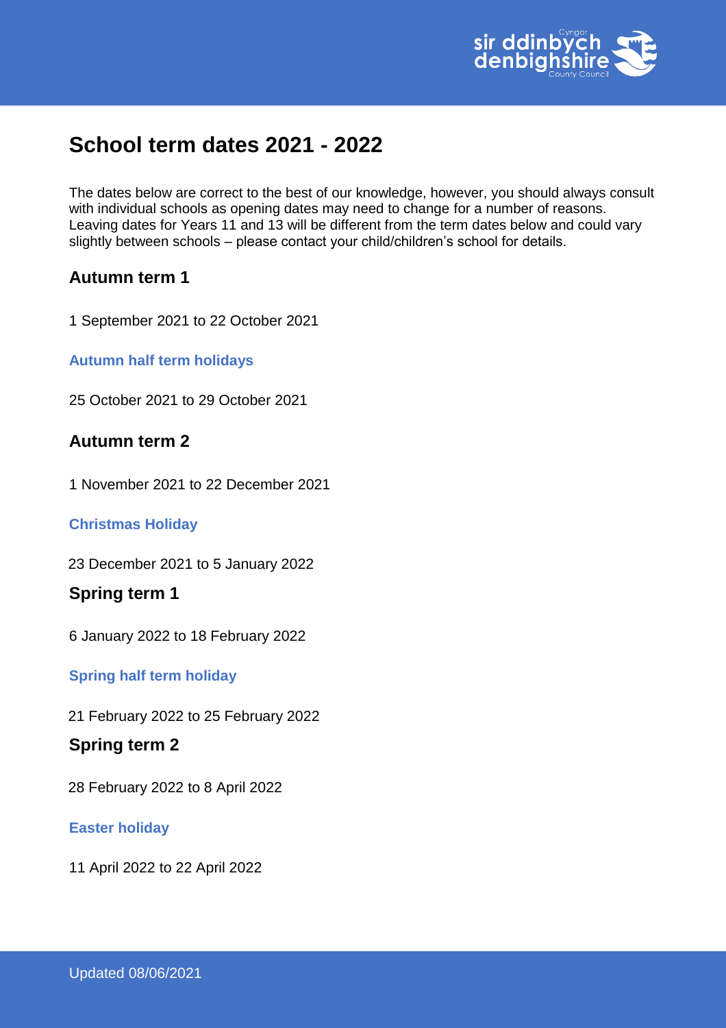# School term dates 2021 - 2022

The dates below are correct to the best of our knowledge, however, you should always consult with individual schools as opening dates may need to change for a number of reasons. Leaving dates for Years 11 and 13 will be different from the term dates below and could vary slightly between schools – please contact your child/children's school for details.

## Autumn term 1

1 September 2021 to 22 October 2021

### Autumn half term holidays

25 October 2021 to 29 October 2021

## Autumn term 2

1 November 2021 to 22 December 2021

### Christmas Holiday

23 December 2021 to 5 January 2022

## Spring term 1

6 January 2022 to 18 February 2022

### Spring half term holiday

21 February 2022 to 25 February 2022

## Spring term 2

28 February 2022 to 8 April 2022

### Easter holiday

11 April 2022 to 22 April 2022

Updated 08/06/2021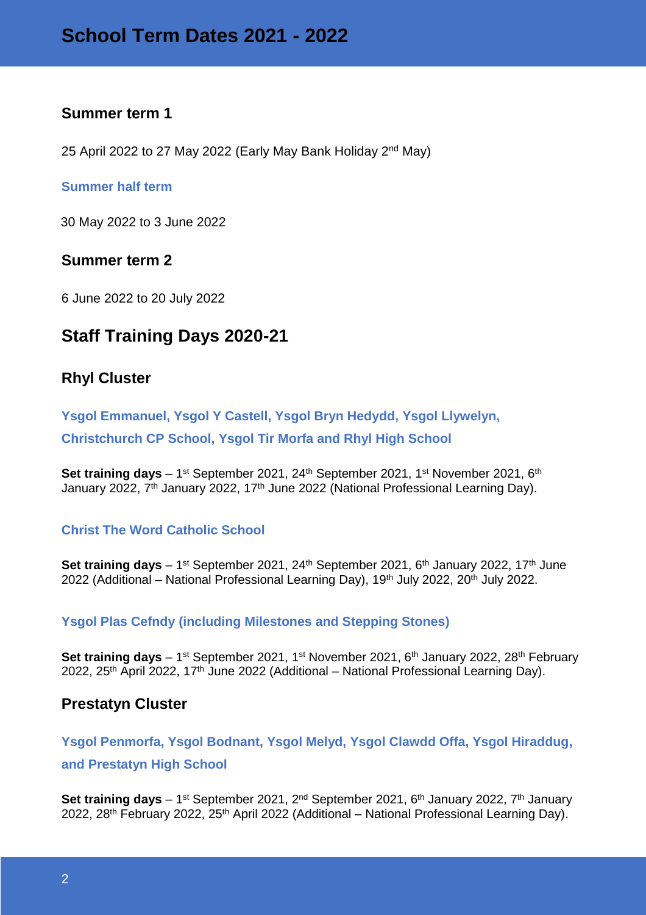## Summer term 1

25 April 2022 to 27 May 2022 (Early May Bank Holiday 2nd May)

### Summer half term

30 May 2022 to 3 June 2022

## Summer term 2

6 June 2022 to 20 July 2022

# Staff Training Days 2020-21

## Rhyl Cluster

### Ysgol Emmanuel, Ysgol Y Castell, Ysgol Bryn Hedydd, Ysgol Llywelyn, Christchurch CP School, Ysgol Tir Morfa and Rhyl High School

**Set training days** – 1st September 2021, 24th September 2021, 1st November 2021, 6th January 2022, 7th January 2022, 17th June 2022 (National Professional Learning Day).

### Christ The Word Catholic School

**Set training days** – 1st September 2021, 24th September 2021, 6th January 2022, 17th June 2022 (Additional – National Professional Learning Day), 19th July 2022, 20th July 2022.

### Ysgol Plas Cefndy (including Milestones and Stepping Stones)

**Set training days** – 1st September 2021, 1st November 2021, 6th January 2022, 28th February 2022, 25th April 2022, 17th June 2022 (Additional – National Professional Learning Day).

## Prestatyn Cluster

### Ysgol Penmorfa, Ysgol Bodnant, Ysgol Melyd, Ysgol Clawdd Offa, Ysgol Hiraddug, and Prestatyn High School

**Set training days** – 1st September 2021, 2nd September 2021, 6th January 2022, 7th January 2022, 28th February 2022, 25th April 2022 (Additional – National Professional Learning Day).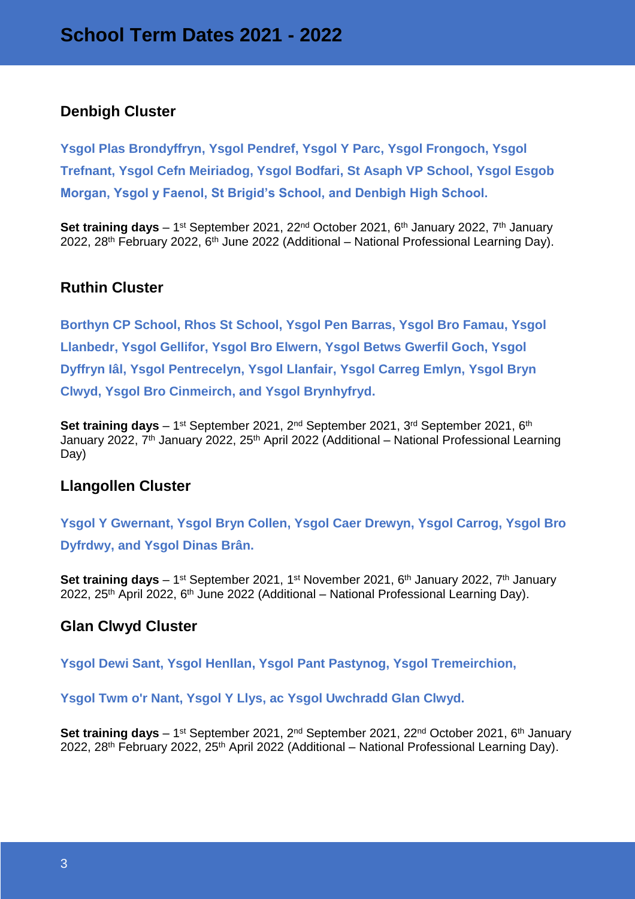# School Term Dates 2021 - 2022

## Denbigh Cluster

**Ysgol Plas Brondyffryn, Ysgol Pendref, Ysgol Y Parc, Ysgol Frongoch, Ysgol Trefnant, Ysgol Cefn Meiriadog, Ysgol Bodfari, St Asaph VP School, Ysgol Esgob Morgan, Ysgol y Faenol, St Brigid's School, and Denbigh High School.**

**Set training days** – 1st September 2021, 22nd October 2021, 6th January 2022, 7th January 2022, 28th February 2022, 6th June 2022 (Additional – National Professional Learning Day).

## Ruthin Cluster

**Borthyn CP School, Rhos St School, Ysgol Pen Barras, Ysgol Bro Famau, Ysgol Llanbedr, Ysgol Gellifor, Ysgol Bro Elwern, Ysgol Betws Gwerfil Goch, Ysgol Dyffryn Iâl, Ysgol Pentrecelyn, Ysgol Llanfair, Ysgol Carreg Emlyn, Ysgol Bryn Clwyd, Ysgol Bro Cinmeirch, and Ysgol Brynhyfryd.**

**Set training days** – 1st September 2021, 2nd September 2021, 3rd September 2021, 6th January 2022, 7th January 2022, 25th April 2022 (Additional – National Professional Learning Day)

## Llangollen Cluster

**Ysgol Y Gwernant, Ysgol Bryn Collen, Ysgol Caer Drewyn, Ysgol Carrog, Ysgol Bro Dyfrdwy, and Ysgol Dinas Brân.**

**Set training days** – 1st September 2021, 1st November 2021, 6th January 2022, 7th January 2022, 25th April 2022, 6th June 2022 (Additional – National Professional Learning Day).

## Glan Clwyd Cluster

**Ysgol Dewi Sant, Ysgol Henllan, Ysgol Pant Pastynog, Ysgol Tremeirchion,**

**Ysgol Twm o'r Nant, Ysgol Y Llys, ac Ysgol Uwchradd Glan Clwyd.**

**Set training days** – 1st September 2021, 2nd September 2021, 22nd October 2021, 6th January 2022, 28th February 2022, 25th April 2022 (Additional – National Professional Learning Day).